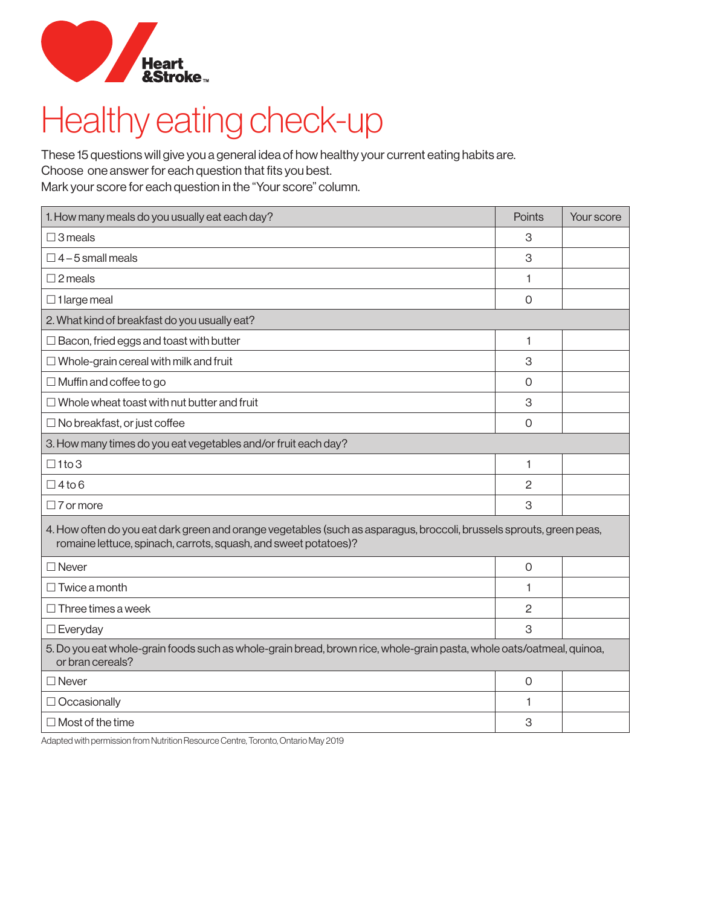Heart & Stroke

# Healthy eating check-up

These 15 questions will give you a general idea of how healthy your current eating habits are.
Choose one answer for each question that fits you best.
Mark your score for each question in the "Your score" column.

| 1. How many meals do you usually eat each day? | Points | Your score |
|---|---|---|
| ☐ 3 meals | 3 | |
| ☐ 4 – 5 small meals | 3 | |
| ☐ 2 meals | 1 | |
| ☐ 1 large meal | 0 | |
| **2. What kind of breakfast do you usually eat?** | | |
| ☐ Bacon, fried eggs and toast with butter | 1 | |
| ☐ Whole-grain cereal with milk and fruit | 3 | |
| ☐ Muffin and coffee to go | 0 | |
| ☐ Whole wheat toast with nut butter and fruit | 3 | |
| ☐ No breakfast, or just coffee | 0 | |
| **3. How many times do you eat vegetables and/or fruit each day?** | | |
| ☐ 1 to 3 | 1 | |
| ☐ 4 to 6 | 2 | |
| ☐ 7 or more | 3 | |
| **4. How often do you eat dark green and orange vegetables (such as asparagus, broccoli, brussels sprouts, green peas, romaine lettuce, spinach, carrots, squash, and sweet potatoes)?** | | |
| ☐ Never | 0 | |
| ☐ Twice a month | 1 | |
| ☐ Three times a week | 2 | |
| ☐ Everyday | 3 | |
| **5. Do you eat whole-grain foods such as whole-grain bread, brown rice, whole-grain pasta, whole oats/oatmeal, quinoa, or bran cereals?** | | |
| ☐ Never | 0 | |
| ☐ Occasionally | 1 | |
| ☐ Most of the time | 3 | |

Adapted with permission from Nutrition Resource Centre, Toronto, Ontario May 2019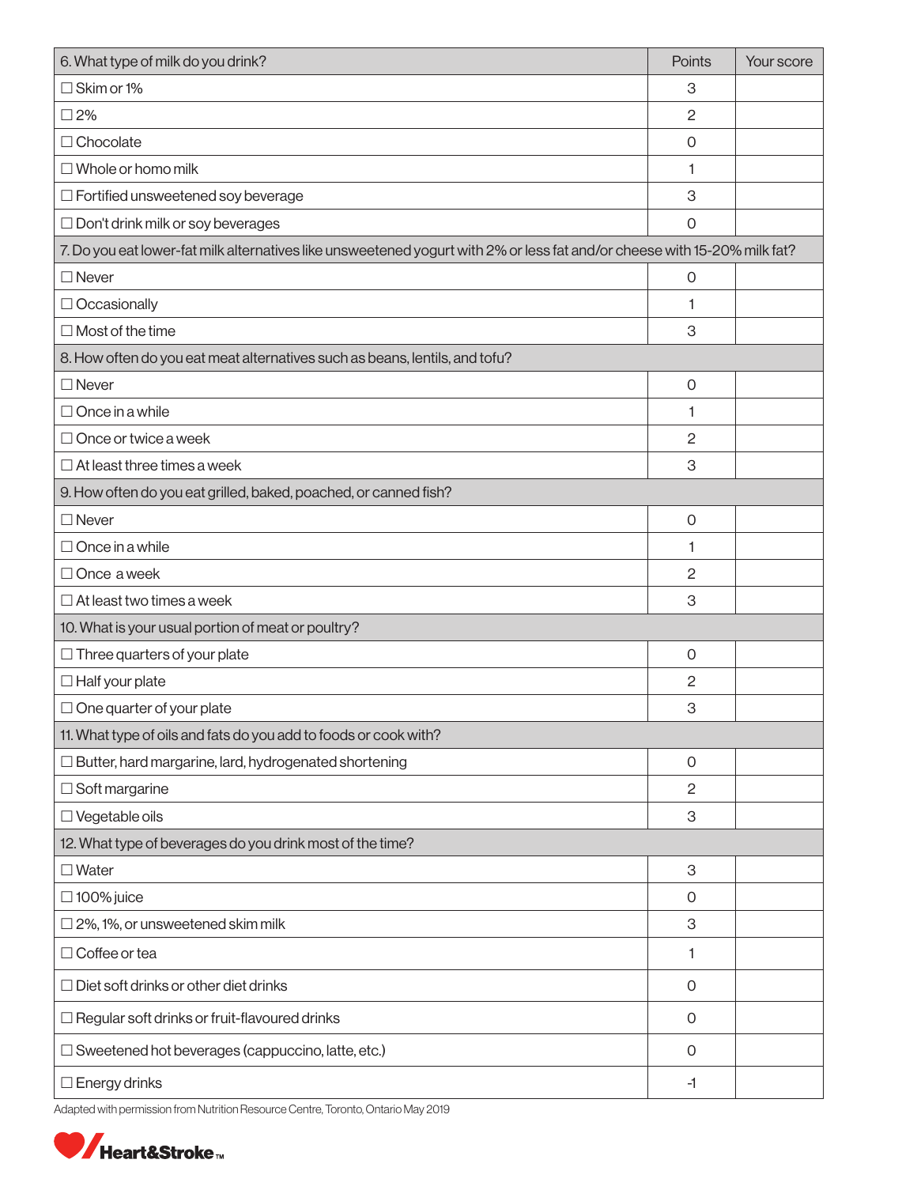| 6. What type of milk do you drink? | Points | Your score |
|---|---|---|
| ☐ Skim or 1% | 3 | |
| ☐ 2% | 2 | |
| ☐ Chocolate | 0 | |
| ☐ Whole or homo milk | 1 | |
| ☐ Fortified unsweetened soy beverage | 3 | |
| ☐ Don't drink milk or soy beverages | 0 | |
| 7. Do you eat lower-fat milk alternatives like unsweetened yogurt with 2% or less fat and/or cheese with 15-20% milk fat? | | |
| ☐ Never | 0 | |
| ☐ Occasionally | 1 | |
| ☐ Most of the time | 3 | |
| 8. How often do you eat meat alternatives such as beans, lentils, and tofu? | | |
| ☐ Never | 0 | |
| ☐ Once in a while | 1 | |
| ☐ Once or twice a week | 2 | |
| ☐ At least three times a week | 3 | |
| 9. How often do you eat grilled, baked, poached, or canned fish? | | |
| ☐ Never | 0 | |
| ☐ Once in a while | 1 | |
| ☐ Once a week | 2 | |
| ☐ At least two times a week | 3 | |
| 10. What is your usual portion of meat or poultry? | | |
| ☐ Three quarters of your plate | 0 | |
| ☐ Half your plate | 2 | |
| ☐ One quarter of your plate | 3 | |
| 11. What type of oils and fats do you add to foods or cook with? | | |
| ☐ Butter, hard margarine, lard, hydrogenated shortening | 0 | |
| ☐ Soft margarine | 2 | |
| ☐ Vegetable oils | 3 | |
| 12. What type of beverages do you drink most of the time? | | |
| ☐ Water | 3 | |
| ☐ 100% juice | 0 | |
| ☐ 2%, 1%, or unsweetened skim milk | 3 | |
| ☐ Coffee or tea | 1 | |
| ☐ Diet soft drinks or other diet drinks | 0 | |
| ☐ Regular soft drinks or fruit-flavoured drinks | 0 | |
| ☐ Sweetened hot beverages (cappuccino, latte, etc.) | 0 | |
| ☐ Energy drinks | -1 | |

Adapted with permission from Nutrition Resource Centre, Toronto, Ontario May 2019

Heart&Stroke™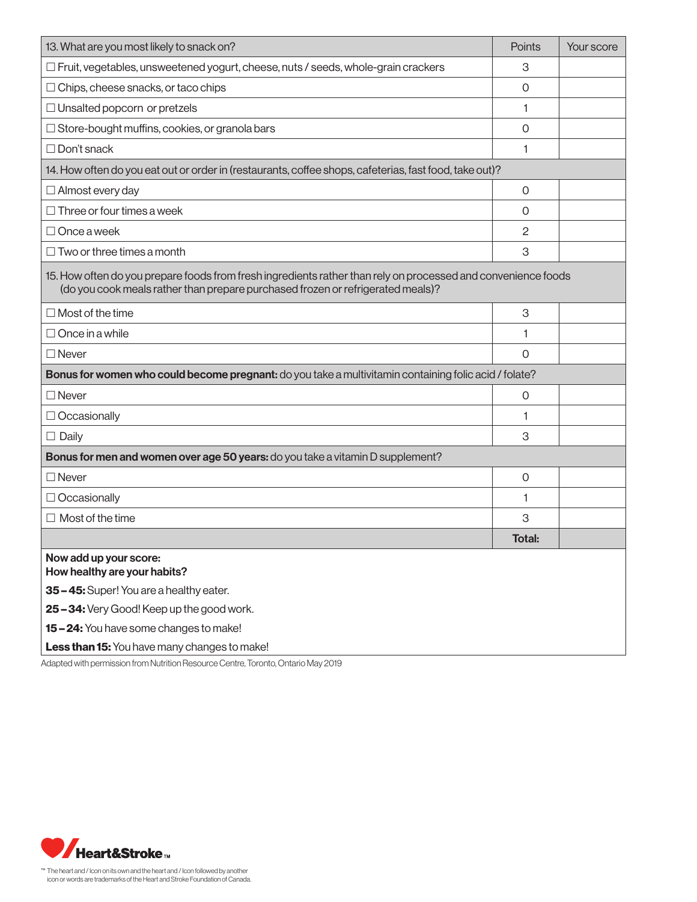| 13. What are you most likely to snack on? | Points | Your score |
|---|---|---|
| ☐ Fruit, vegetables, unsweetened yogurt, cheese, nuts / seeds, whole-grain crackers | 3 | |
| ☐ Chips, cheese snacks, or taco chips | 0 | |
| ☐ Unsalted popcorn or pretzels | 1 | |
| ☐ Store-bought muffins, cookies, or granola bars | 0 | |
| ☐ Don't snack | 1 | |
| 14. How often do you eat out or order in (restaurants, coffee shops, cafeterias, fast food, take out)? | | |
| ☐ Almost every day | 0 | |
| ☐ Three or four times a week | 0 | |
| ☐ Once a week | 2 | |
| ☐ Two or three times a month | 3 | |
| 15. How often do you prepare foods from fresh ingredients rather than rely on processed and convenience foods (do you cook meals rather than prepare purchased frozen or refrigerated meals)? | | |
| ☐ Most of the time | 3 | |
| ☐ Once in a while | 1 | |
| ☐ Never | 0 | |
| **Bonus for women who could become pregnant:** do you take a multivitamin containing folic acid / folate? | | |
| ☐ Never | 0 | |
| ☐ Occasionally | 1 | |
| ☐ Daily | 3 | |
| **Bonus for men and women over age 50 years:** do you take a vitamin D supplement? | | |
| ☐ Never | 0 | |
| ☐ Occasionally | 1 | |
| ☐ Most of the time | 3 | |
| | **Total:** | |

**Now add up your score:**
**How healthy are your habits?**

**35 – 45:** Super! You are a healthy eater.

**25 – 34:** Very Good! Keep up the good work.

**15 – 24:** You have some changes to make!

**Less than 15:** You have many changes to make!

Adapted with permission from Nutrition Resource Centre, Toronto, Ontario May 2019

Heart&Stroke™

™ The heart and / Icon on its own and the heart and / Icon followed by another icon or words are trademarks of the Heart and Stroke Foundation of Canada.